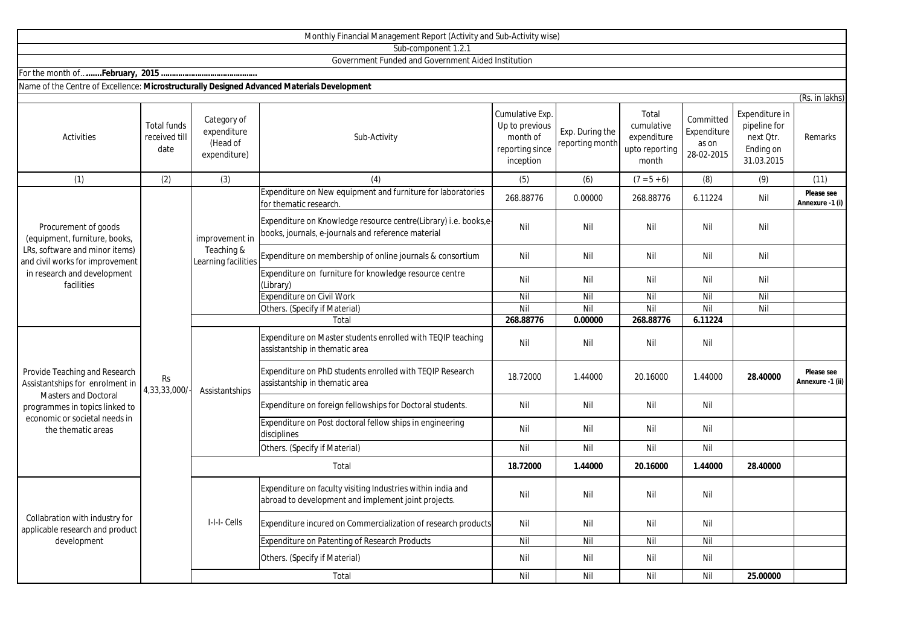Monthly Financial Management Report (Activity and Sub-Activity wise)

Sub-component 1.2.1

Government Funded and Government Aided Institution

For the month of...**.......February, 2015 ............................................**

Name of the Centre of Excellence: **Microstructurally Designed Advanced Materials Development**

(Rs. in lakhs)

| Activities | Total funds received till date | Category of expenditure (Head of expenditure) | Sub-Activity | Cumulative Exp. Up to previous month of reporting since inception | Exp. During the reporting month | Total cumulative expenditure upto reporting month | Committed Expenditure as on 28-02-2015 | Expenditure in pipeline for next Qtr. Ending on 31.03.2015 | Remarks |
|---|---|---|---|---|---|---|---|---|---|
| (1) | (2) | (3) | (4) | (5) | (6) | (7 = 5 + 6) | (8) | (9) | (11) |
| Procurement of goods (equipment, furniture, books, LRs, software and minor items) and civil works for improvement in research and development facilities | Rs 4,33,33,000/- | improvement in Teaching & Learning facilities | Expenditure on New equipment and furniture for laboratories for thematic research. | 268.88776 | 0.00000 | 268.88776 | 6.11224 | Nil | **Please see Annexure -1 (i)** |
| | | | Expenditure on Knowledge resource centre(Library) i.e. books,e-books, journals, e-journals and reference material | Nil | Nil | Nil | Nil | Nil | |
| | | | Expenditure on membership of online journals & consortium | Nil | Nil | Nil | Nil | Nil | |
| | | | Expenditure on furniture for knowledge resource centre (Library) | Nil | Nil | Nil | Nil | Nil | |
| | | | Expenditure on Civil Work | Nil | Nil | Nil | Nil | Nil | |
| | | | Others. (Specify if Material) | Nil | Nil | Nil | Nil | Nil | |
| | | | Total | **268.88776** | **0.00000** | **268.88776** | **6.11224** | | |
| Provide Teaching and Research Assistantships for enrolment in Masters and Doctoral programmes in topics linked to economic or societal needs in the thematic areas | | Assistantships | Expenditure on Master students enrolled with TEQIP teaching assistantship in thematic area | Nil | Nil | Nil | Nil | | |
| | | | Expenditure on PhD students enrolled with TEQIP Research assistantship in thematic area | 18.72000 | 1.44000 | 20.16000 | 1.44000 | **28.40000** | **Please see Annexure -1 (ii)** |
| | | | Expenditure on foreign fellowships for Doctoral students. | Nil | Nil | Nil | Nil | | |
| | | | Expenditure on Post doctoral fellow ships in engineering disciplines | Nil | Nil | Nil | Nil | | |
| | | | Others. (Specify if Material) | Nil | Nil | Nil | Nil | | |
| | | | Total | **18.72000** | **1.44000** | **20.16000** | **1.44000** | **28.40000** | |
| Collabration with industry for applicable research and product development | | I-I-I- Cells | Expenditure on faculty visiting Industries within india and abroad to development and implement joint projects. | Nil | Nil | Nil | Nil | | |
| | | | Expenditure incured on Commercialization of research products | Nil | Nil | Nil | Nil | | |
| | | | Expenditure on Patenting of Research Products | Nil | Nil | Nil | Nil | | |
| | | | Others. (Specify if Material) | Nil | Nil | Nil | Nil | | |
| | | | Total | Nil | Nil | Nil | Nil | **25.00000** | |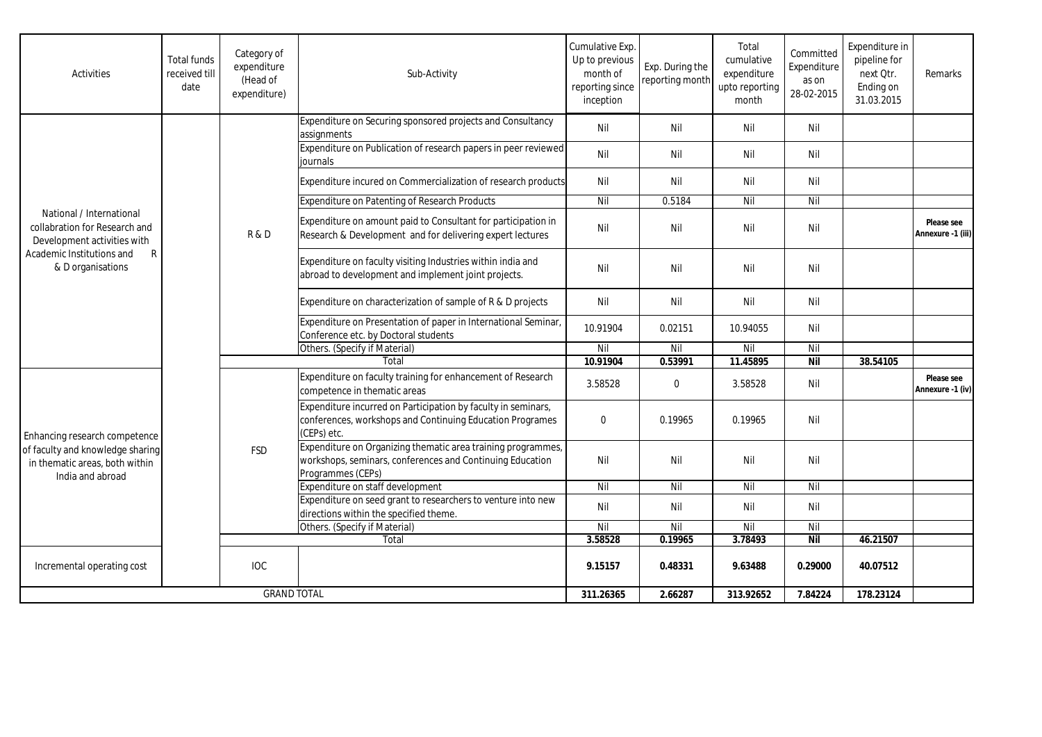| Activities | Total funds received till date | Category of expenditure (Head of expenditure) | Sub-Activity | Cumulative Exp. Up to previous month of reporting since inception | Exp. During the reporting month | Total cumulative expenditure upto reporting month | Committed Expenditure as on 28-02-2015 | Expenditure in pipeline for next Qtr. Ending on 31.03.2015 | Remarks |
|---|---|---|---|---|---|---|---|---|---|
| National / International collabration for Research and Development activities with Academic Institutions and R & D organisations | | R & D | Expenditure on Securing sponsored projects and Consultancy assignments | Nil | Nil | Nil | Nil | | |
| | | | Expenditure on Publication of research papers in peer reviewed journals | Nil | Nil | Nil | Nil | | |
| | | | Expenditure incured on Commercialization of research products | Nil | Nil | Nil | Nil | | |
| | | | Expenditure on Patenting of Research Products | Nil | 0.5184 | Nil | Nil | | |
| | | | Expenditure on amount paid to Consultant for participation in Research & Development and for delivering expert lectures | Nil | Nil | Nil | Nil | | **Please see Annexure -1 (iii)** |
| | | | Expenditure on faculty visiting Industries within india and abroad to development and implement joint projects. | Nil | Nil | Nil | Nil | | |
| | | | Expenditure on characterization of sample of R & D projects | Nil | Nil | Nil | Nil | | |
| | | | Expenditure on Presentation of paper in International Seminar, Conference etc. by Doctoral students | 10.91904 | 0.02151 | 10.94055 | Nil | | |
| | | | Others. (Specify if Material) | Nil | Nil | Nil | Nil | | |
| | | | Total | **10.91904** | **0.53991** | **11.45895** | **Nil** | **38.54105** | |
| Enhancing research competence of faculty and knowledge sharing in thematic areas, both within India and abroad | | FSD | Expenditure on faculty training for enhancement of Research competence in thematic areas | 3.58528 | 0 | 3.58528 | Nil | | **Please see Annexure -1 (iv)** |
| | | | Expenditure incurred on Participation by faculty in seminars, conferences, workshops and Continuing Education Programes (CEPs) etc. | 0 | 0.19965 | 0.19965 | Nil | | |
| | | | Expenditure on Organizing thematic area training programmes, workshops, seminars, conferences and Continuing Education Programmes (CEPs) | Nil | Nil | Nil | Nil | | |
| | | | Expenditure on staff development | Nil | Nil | Nil | Nil | | |
| | | | Expenditure on seed grant to researchers to venture into new directions within the specified theme. | Nil | Nil | Nil | Nil | | |
| | | | Others. (Specify if Material) | Nil | Nil | Nil | Nil | | |
| | | | Total | **3.58528** | **0.19965** | **3.78493** | **Nil** | **46.21507** | |
| Incremental operating cost | | IOC | | **9.15157** | **0.48331** | **9.63488** | **0.29000** | **40.07512** | |
| GRAND TOTAL | | | | **311.26365** | **2.66287** | **313.92652** | **7.84224** | **178.23124** | |